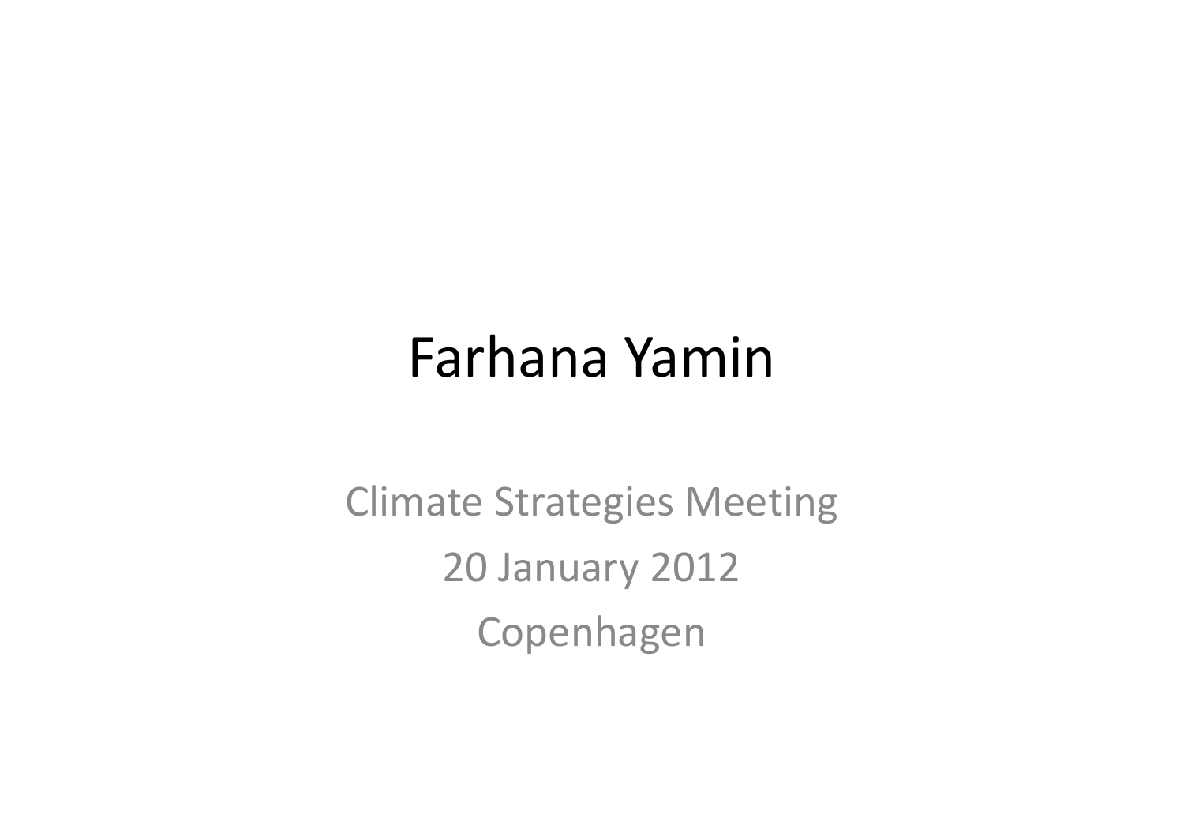# Farhana Yamin

Climate Strategies Meeting

20 January 2012

Copenhagen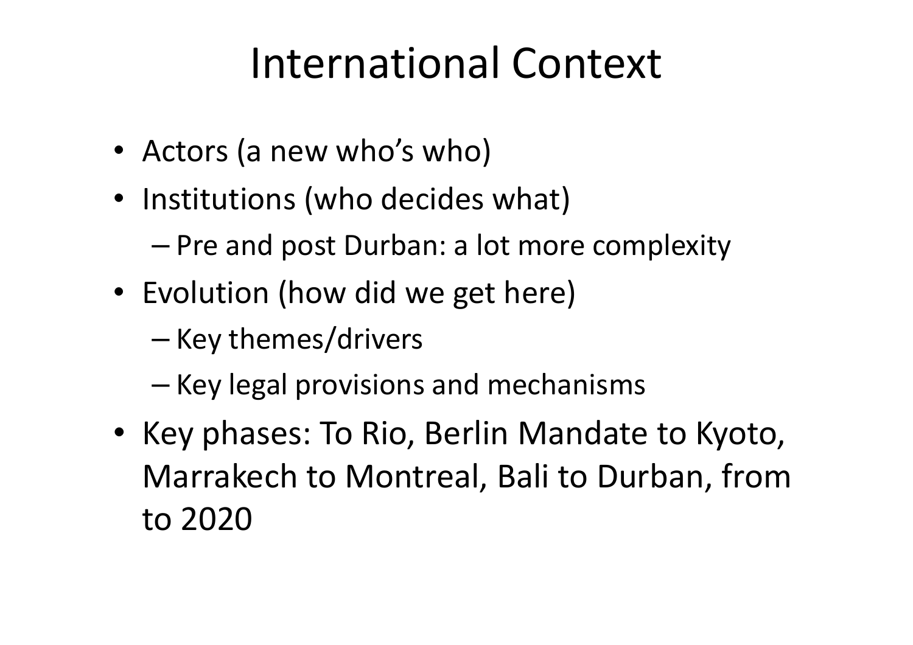# International Context

- Actors (a new who's who)
- Institutions (who decides what)
  - Pre and post Durban: a lot more complexity
- Evolution (how did we get here)
  - Key themes/drivers
  - Key legal provisions and mechanisms
- Key phases: To Rio, Berlin Mandate to Kyoto, Marrakech to Montreal, Bali to Durban, from to 2020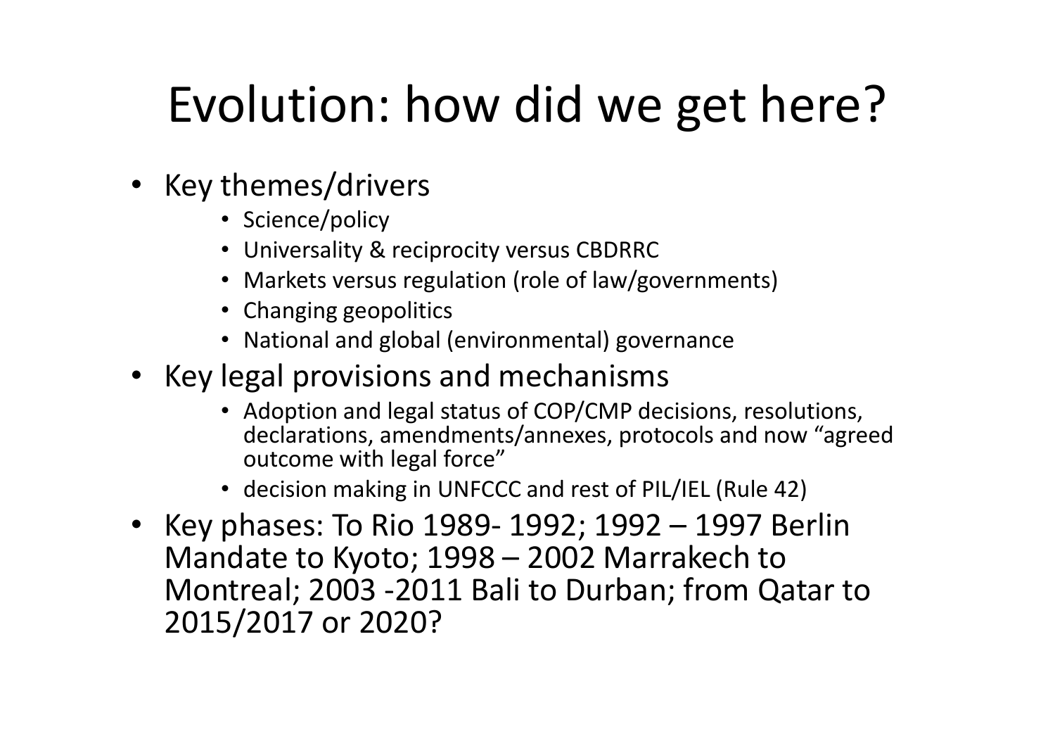# Evolution: how did we get here?

- Key themes/drivers
  - Science/policy
  - Universality & reciprocity versus CBDRRC
  - Markets versus regulation (role of law/governments)
  - Changing geopolitics
  - National and global (environmental) governance
- Key legal provisions and mechanisms
  - Adoption and legal status of COP/CMP decisions, resolutions, declarations, amendments/annexes, protocols and now "agreed outcome with legal force"
  - decision making in UNFCCC and rest of PIL/IEL (Rule 42)
- Key phases: To Rio 1989- 1992; 1992 – 1997 Berlin Mandate to Kyoto; 1998 – 2002 Marrakech to Montreal; 2003 -2011 Bali to Durban; from Qatar to 2015/2017 or 2020?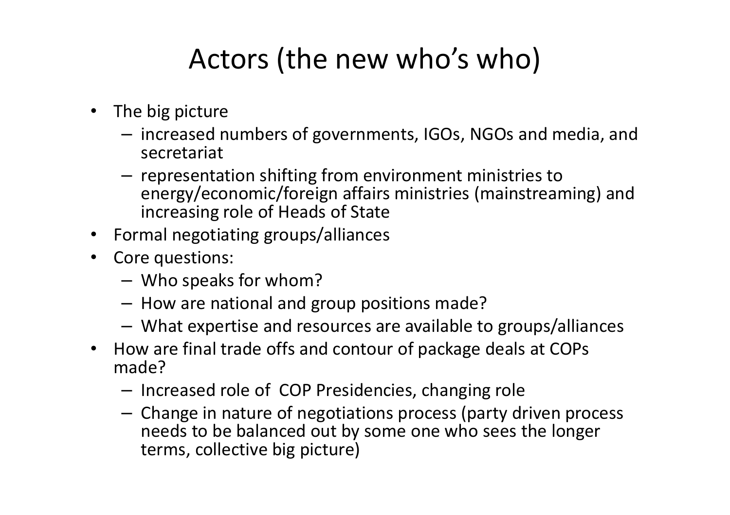# Actors (the new who's who)

- The big picture
  - increased numbers of governments, IGOs, NGOs and media, and secretariat
  - representation shifting from environment ministries to energy/economic/foreign affairs ministries (mainstreaming) and increasing role of Heads of State
- Formal negotiating groups/alliances
- Core questions:
  - Who speaks for whom?
  - How are national and group positions made?
  - What expertise and resources are available to groups/alliances
- How are final trade offs and contour of package deals at COPs made?
  - Increased role of COP Presidencies, changing role
  - Change in nature of negotiations process (party driven process needs to be balanced out by some one who sees the longer terms, collective big picture)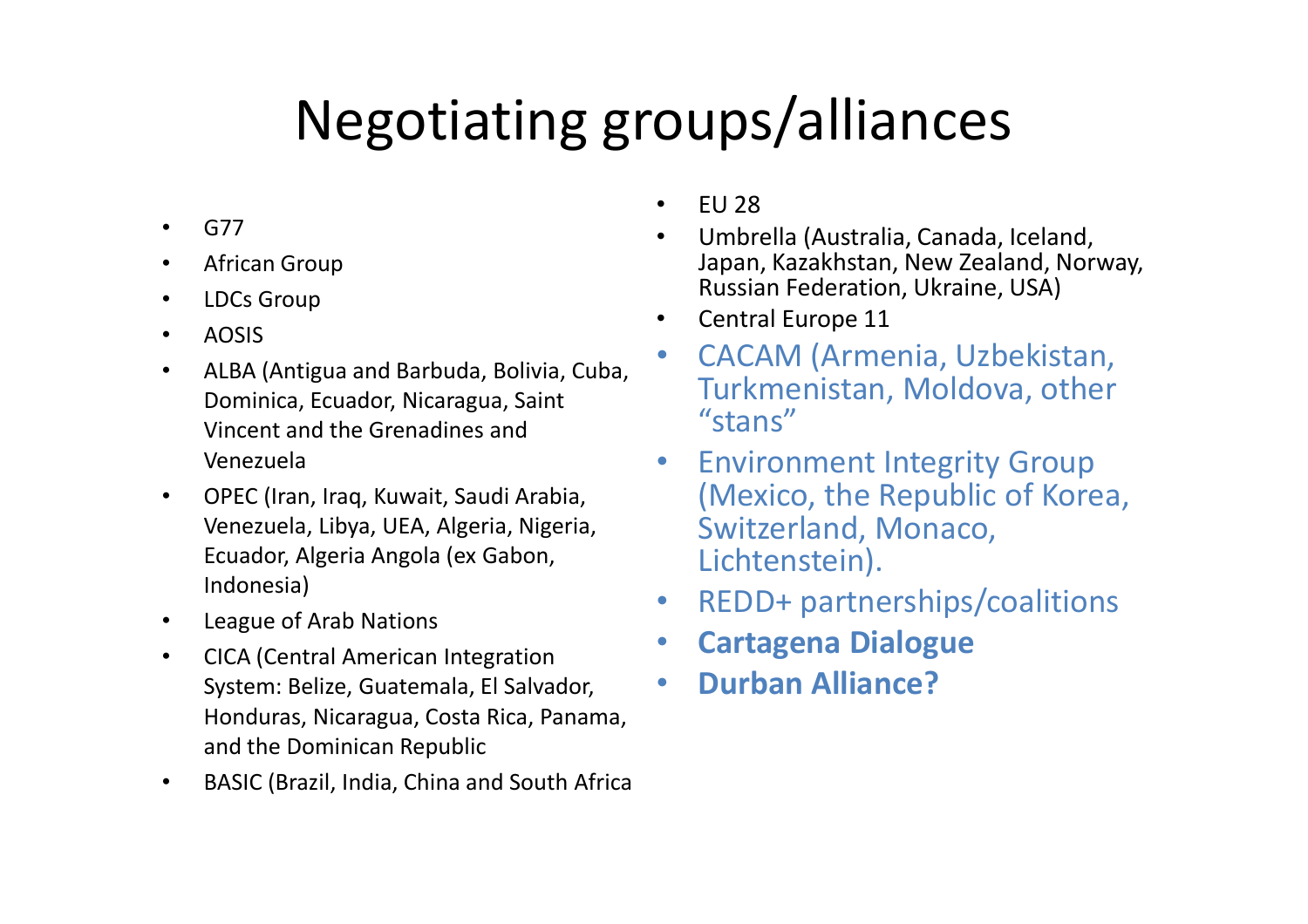# Negotiating groups/alliances

- G77
- African Group
- LDCs Group
- AOSIS
- ALBA (Antigua and Barbuda, Bolivia, Cuba, Dominica, Ecuador, Nicaragua, Saint Vincent and the Grenadines and Venezuela
- OPEC (Iran, Iraq, Kuwait, Saudi Arabia, Venezuela, Libya, UEA, Algeria, Nigeria, Ecuador, Algeria Angola (ex Gabon, Indonesia)
- League of Arab Nations
- CICA (Central American Integration System: Belize, Guatemala, El Salvador, Honduras, Nicaragua, Costa Rica, Panama, and the Dominican Republic
- BASIC (Brazil, India, China and South Africa
- EU 28
- Umbrella (Australia, Canada, Iceland, Japan, Kazakhstan, New Zealand, Norway, Russian Federation, Ukraine, USA)
- Central Europe 11
- CACAM (Armenia, Uzbekistan, Turkmenistan, Moldova, other "stans"
- Environment Integrity Group (Mexico, the Republic of Korea, Switzerland, Monaco, Lichtenstein).
- REDD+ partnerships/coalitions
- **Cartagena Dialogue**
- **Durban Alliance?**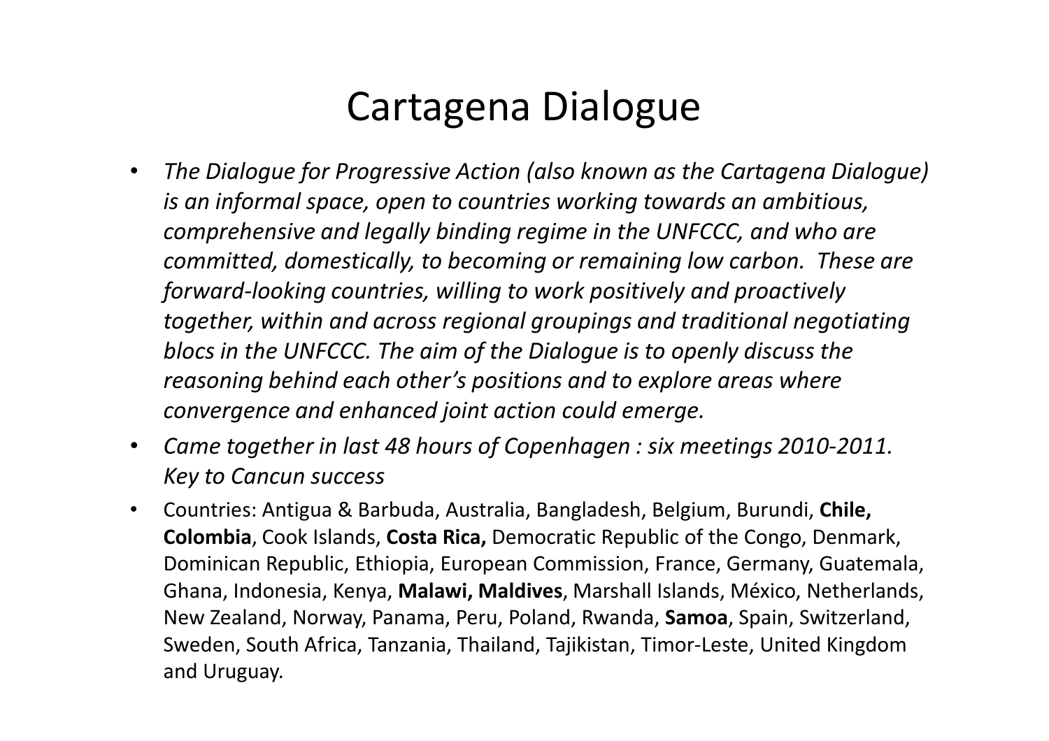# Cartagena Dialogue

- *The Dialogue for Progressive Action (also known as the Cartagena Dialogue) is an informal space, open to countries working towards an ambitious, comprehensive and legally binding regime in the UNFCCC, and who are committed, domestically, to becoming or remaining low carbon. These are forward-looking countries, willing to work positively and proactively together, within and across regional groupings and traditional negotiating blocs in the UNFCCC. The aim of the Dialogue is to openly discuss the reasoning behind each other's positions and to explore areas where convergence and enhanced joint action could emerge.*
- *Came together in last 48 hours of Copenhagen : six meetings 2010-2011. Key to Cancun success*
- Countries: Antigua & Barbuda, Australia, Bangladesh, Belgium, Burundi, **Chile, Colombia**, Cook Islands, **Costa Rica,** Democratic Republic of the Congo, Denmark, Dominican Republic, Ethiopia, European Commission, France, Germany, Guatemala, Ghana, Indonesia, Kenya, **Malawi, Maldives**, Marshall Islands, México, Netherlands, New Zealand, Norway, Panama, Peru, Poland, Rwanda, **Samoa**, Spain, Switzerland, Sweden, South Africa, Tanzania, Thailand, Tajikistan, Timor-Leste, United Kingdom and Uruguay.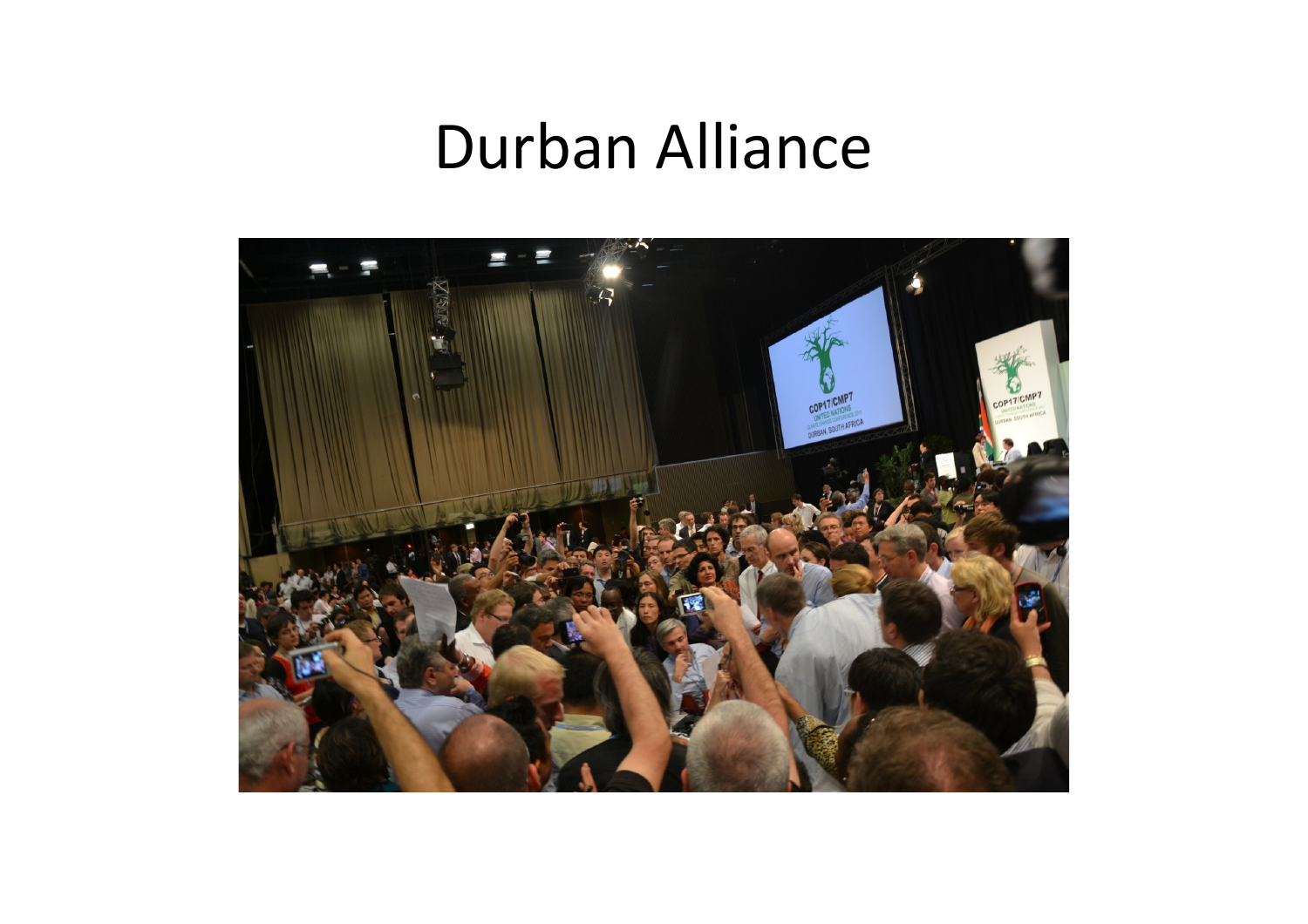# Durban Alliance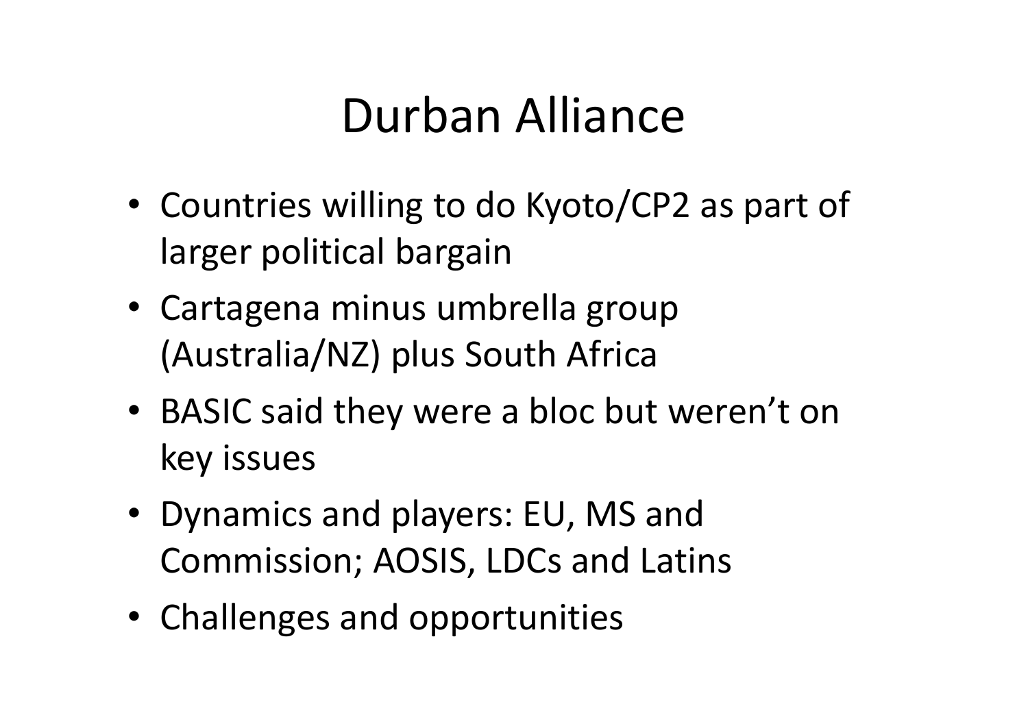# Durban Alliance

- Countries willing to do Kyoto/CP2 as part of larger political bargain
- Cartagena minus umbrella group (Australia/NZ) plus South Africa
- BASIC said they were a bloc but weren't on key issues
- Dynamics and players: EU, MS and Commission; AOSIS, LDCs and Latins
- Challenges and opportunities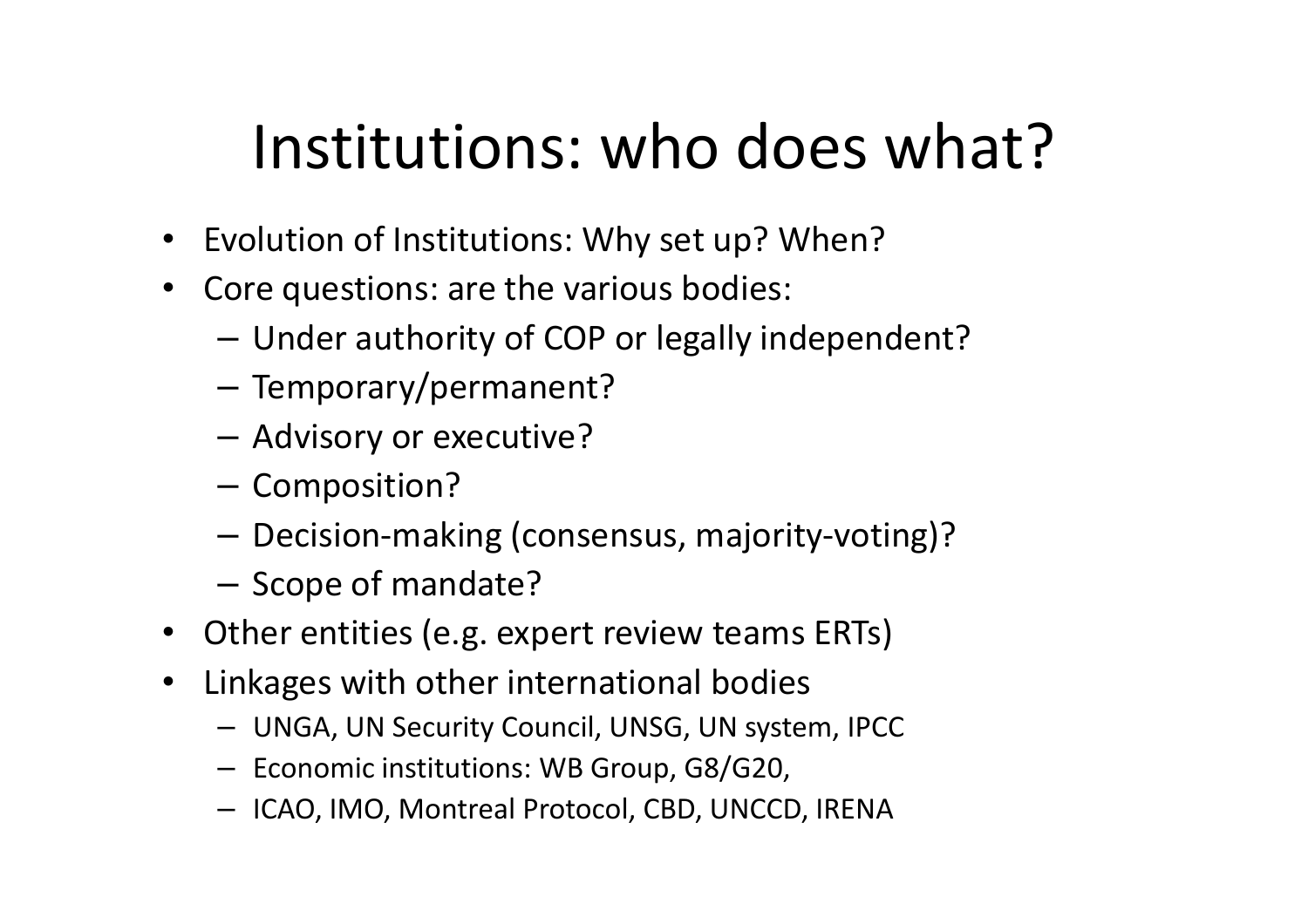# Institutions: who does what?

- Evolution of Institutions: Why set up? When?
- Core questions: are the various bodies:
  - Under authority of COP or legally independent?
  - Temporary/permanent?
  - Advisory or executive?
  - Composition?
  - Decision-making (consensus, majority-voting)?
  - Scope of mandate?
- Other entities (e.g. expert review teams ERTs)
- Linkages with other international bodies
  - UNGA, UN Security Council, UNSG, UN system, IPCC
  - Economic institutions: WB Group, G8/G20,
  - ICAO, IMO, Montreal Protocol, CBD, UNCCD, IRENA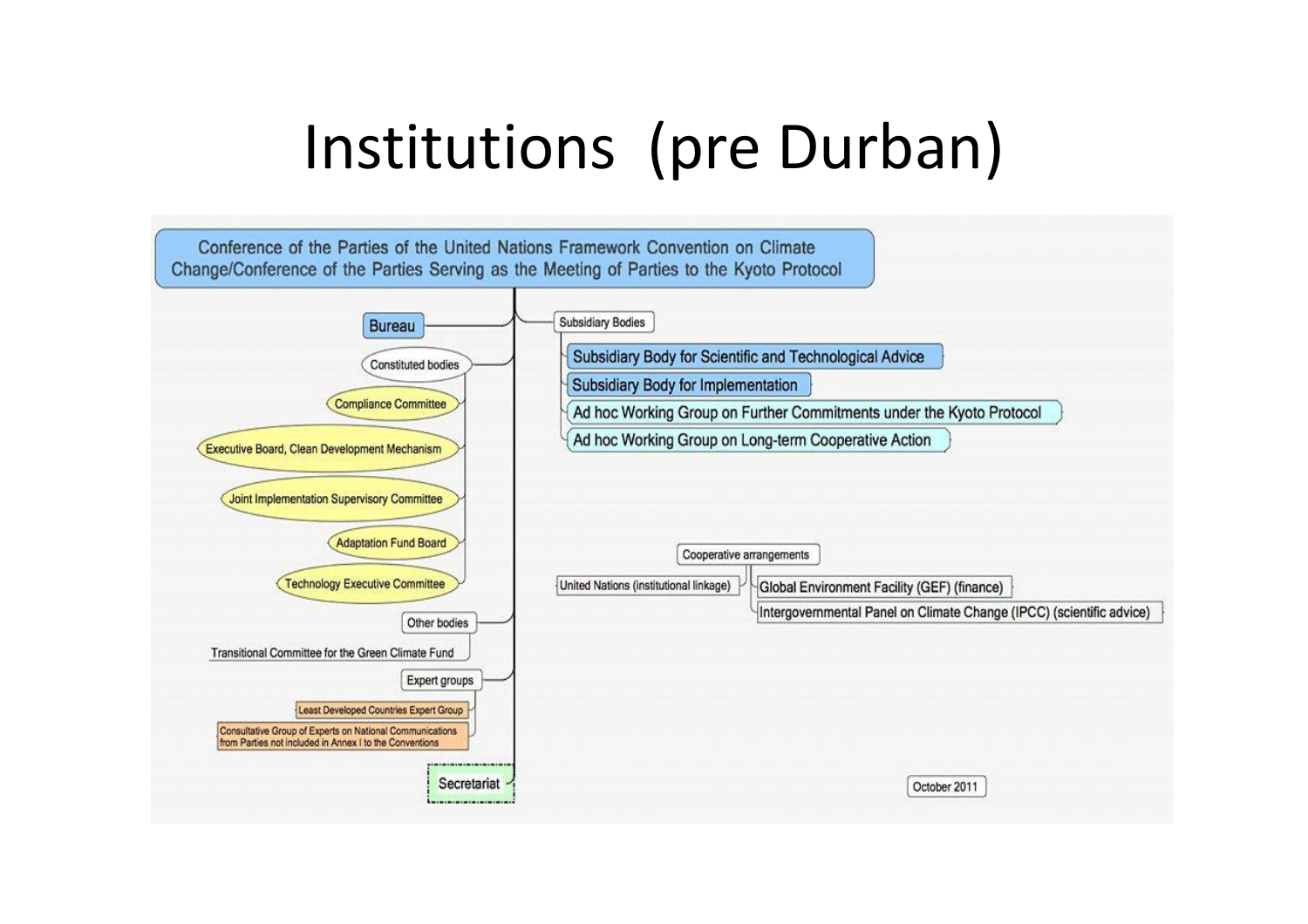# Institutions (pre Durban)

**Conference of the Parties of the United Nations Framework Convention on Climate Change/Conference of the Parties Serving as the Meeting of Parties to the Kyoto Protocol**

- Bureau
- Constituted bodies
  - Compliance Committee
  - Executive Board, Clean Development Mechanism
  - Joint Implementation Supervisory Committee
  - Adaptation Fund Board
  - Technology Executive Committee
- Other bodies
  - Transitional Committee for the Green Climate Fund
- Expert groups
  - Least Developed Countries Expert Group
  - Consultative Group of Experts on National Communications from Parties not included in Annex I to the Conventions
- Secretariat
- Subsidiary Bodies
  - Subsidiary Body for Scientific and Technological Advice
  - Subsidiary Body for Implementation
  - Ad hoc Working Group on Further Commitments under the Kyoto Protocol
  - Ad hoc Working Group on Long-term Cooperative Action
- Cooperative arrangements
  - United Nations (institutional linkage)
  - Global Environment Facility (GEF) (finance)
  - Intergovernmental Panel on Climate Change (IPCC) (scientific advice)

October 2011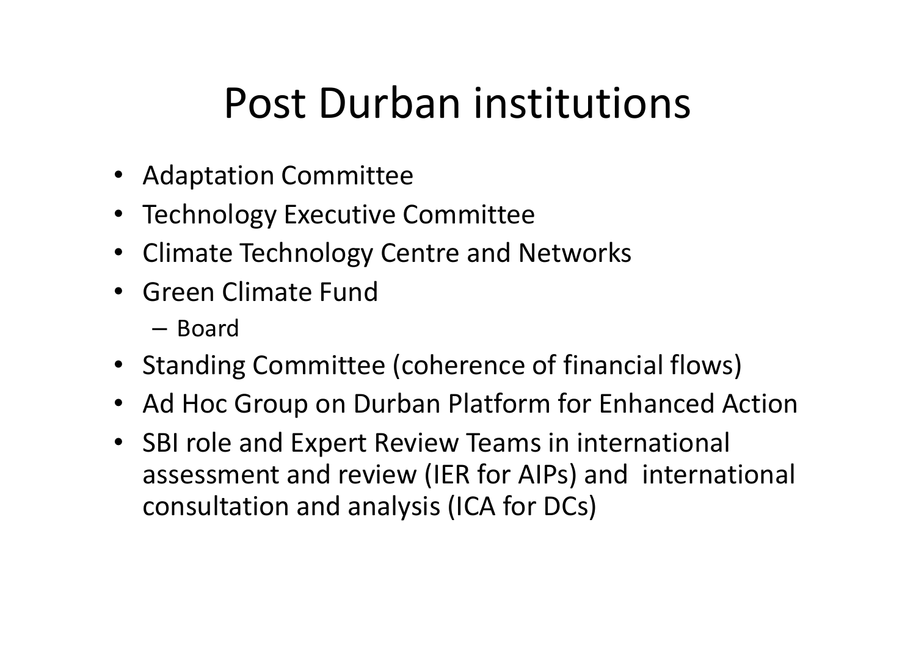# Post Durban institutions

- Adaptation Committee
- Technology Executive Committee
- Climate Technology Centre and Networks
- Green Climate Fund
  - Board
- Standing Committee (coherence of financial flows)
- Ad Hoc Group on Durban Platform for Enhanced Action
- SBI role and Expert Review Teams in international assessment and review (IER for AIPs) and international consultation and analysis (ICA for DCs)